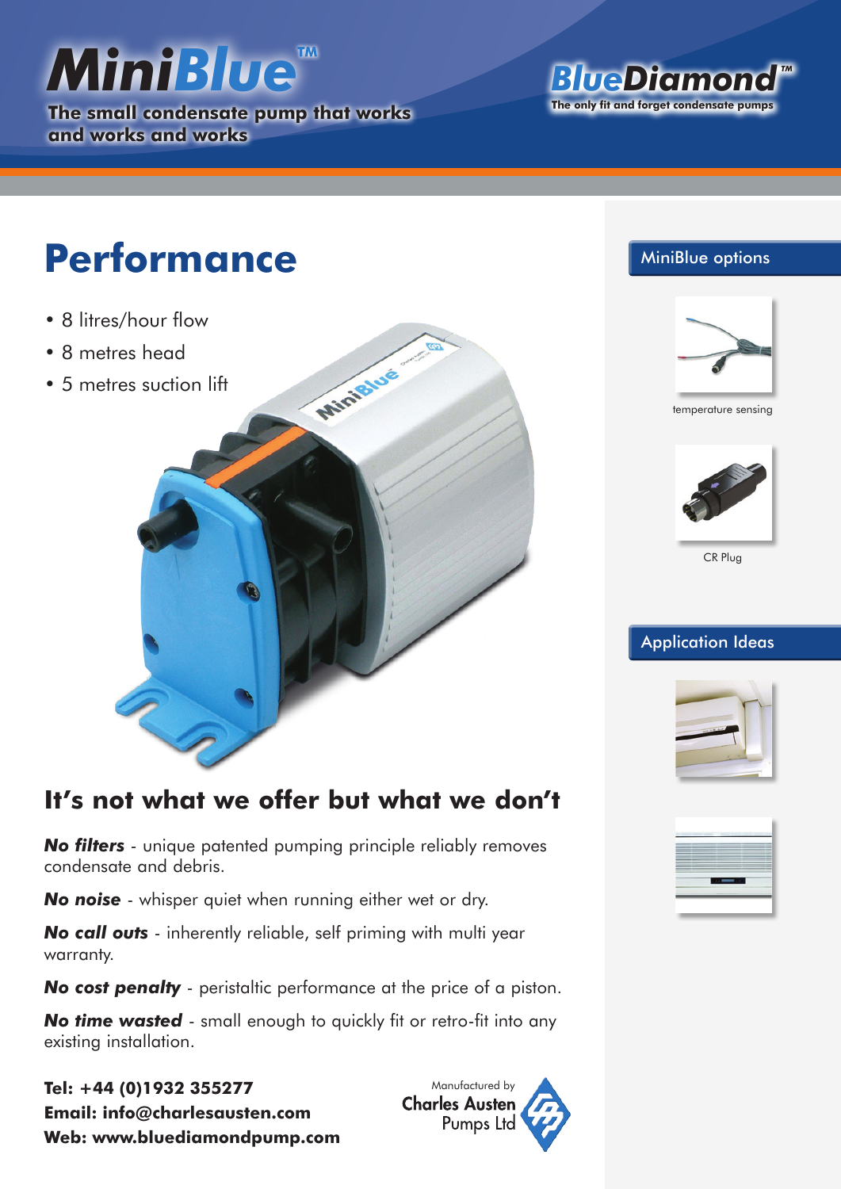# MiniBlue™

The small condensate pump that works and works and works

**BlueDiamond™**

The only fit and forget condensate pumps

## Performance

- 8 litres/hour flow
- 8 metres head
- 5 metres suction lift

### It's not what we offer but what we don't

***No filters*** - unique patented pumping principle reliably removes condensate and debris.

***No noise*** - whisper quiet when running either wet or dry.

***No call outs*** - inherently reliable, self priming with multi year warranty.

***No cost penalty*** - peristaltic performance at the price of a piston.

***No time wasted*** - small enough to quickly fit or retro-fit into any existing installation.

**Tel: +44 (0)1932 355277**
**Email: info@charlesausten.com**
**Web: www.bluediamondpump.com**

Manufactured by Charles Austen Pumps Ltd

## MiniBlue options

temperature sensing

CR Plug

## Application Ideas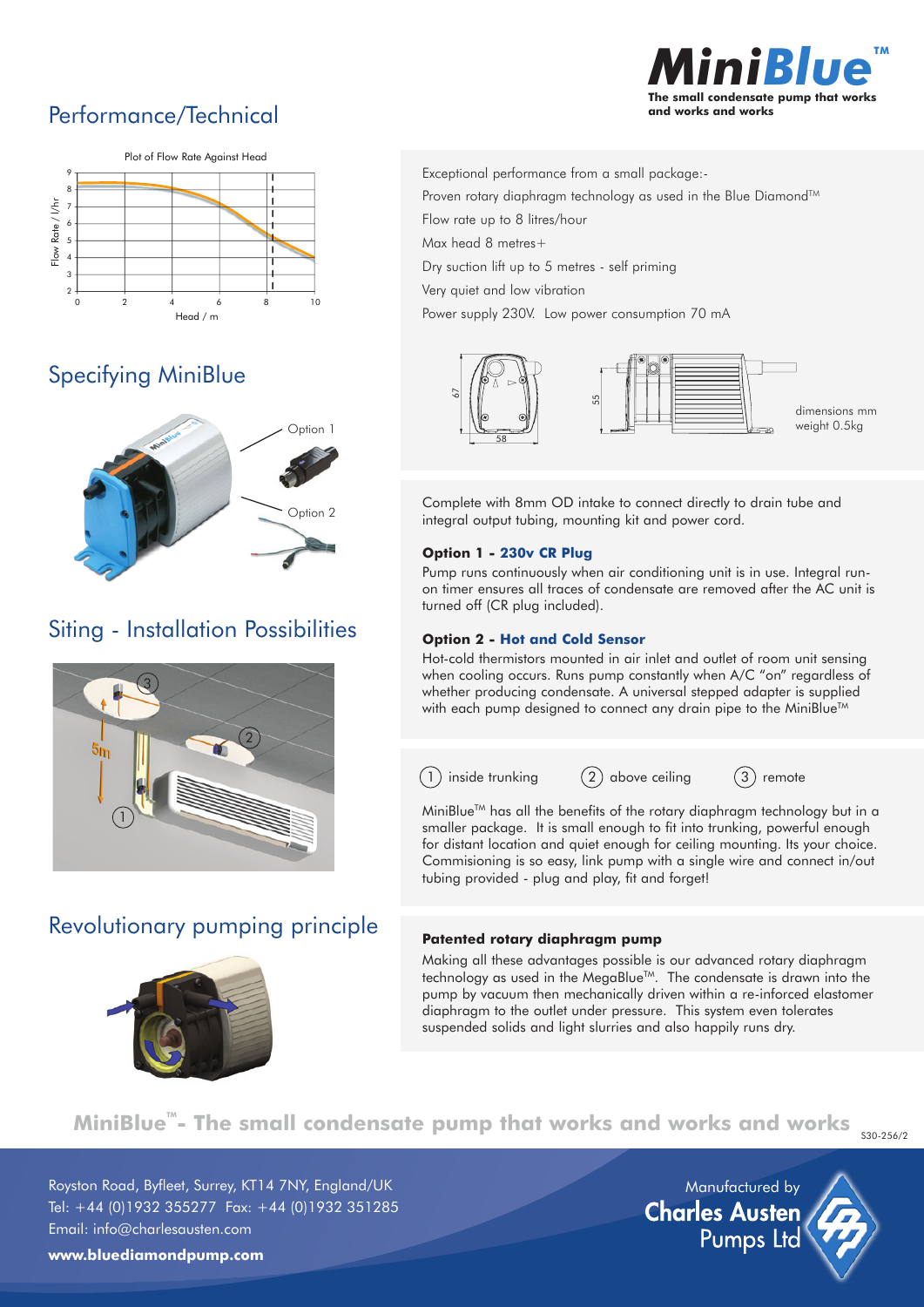**MiniBlue™**
**The small condensate pump that works and works and works**

## Performance/Technical

Plot of Flow Rate Against Head

Flow Rate / l/hr

Head / m

0 2 4 6 8 10

2 3 4 5 6 7 8 9

Exceptional performance from a small package:-

Proven rotary diaphragm technology as used in the Blue Diamond™

Flow rate up to 8 litres/hour

Max head 8 metres+

Dry suction lift up to 5 metres - self priming

Very quiet and low vibration

Power supply 230V. Low power consumption 70 mA

67

58

55

dimensions mm
weight 0.5kg

## Specifying MiniBlue

Option 1

Option 2

Complete with 8mm OD intake to connect directly to drain tube and integral output tubing, mounting kit and power cord.

**Option 1 - 230v CR Plug**

Pump runs continuously when air conditioning unit is in use. Integral run-on timer ensures all traces of condensate are removed after the AC unit is turned off (CR plug included).

**Option 2 - Hot and Cold Sensor**

Hot-cold thermistors mounted in air inlet and outlet of room unit sensing when cooling occurs. Runs pump constantly when A/C "on" regardless of whether producing condensate. A universal stepped adapter is supplied with each pump designed to connect any drain pipe to the MiniBlue™

## Siting - Installation Possibilities

5m

(1) inside trunking (2) above ceiling (3) remote

MiniBlue™ has all the benefits of the rotary diaphragm technology but in a smaller package. It is small enough to fit into trunking, powerful enough for distant location and quiet enough for ceiling mounting. Its your choice. Commisioning is so easy, link pump with a single wire and connect in/out tubing provided - plug and play, fit and forget!

## Revolutionary pumping principle

**Patented rotary diaphragm pump**

Making all these advantages possible is our advanced rotary diaphragm technology as used in the MegaBlue™. The condensate is drawn into the pump by vacuum then mechanically driven within a re-inforced elastomer diaphragm to the outlet under pressure. This system even tolerates suspended solids and light slurries and also happily runs dry.

**MiniBlue™ - The small condensate pump that works and works and works**

S30-256/2

Royston Road, Byfleet, Surrey, KT14 7NY, England/UK
Tel: +44 (0)1932 355277 Fax: +44 (0)1932 351285
Email: info@charlesausten.com

**www.bluediamondpump.com**

Manufactured by
**Charles Austen Pumps Ltd**